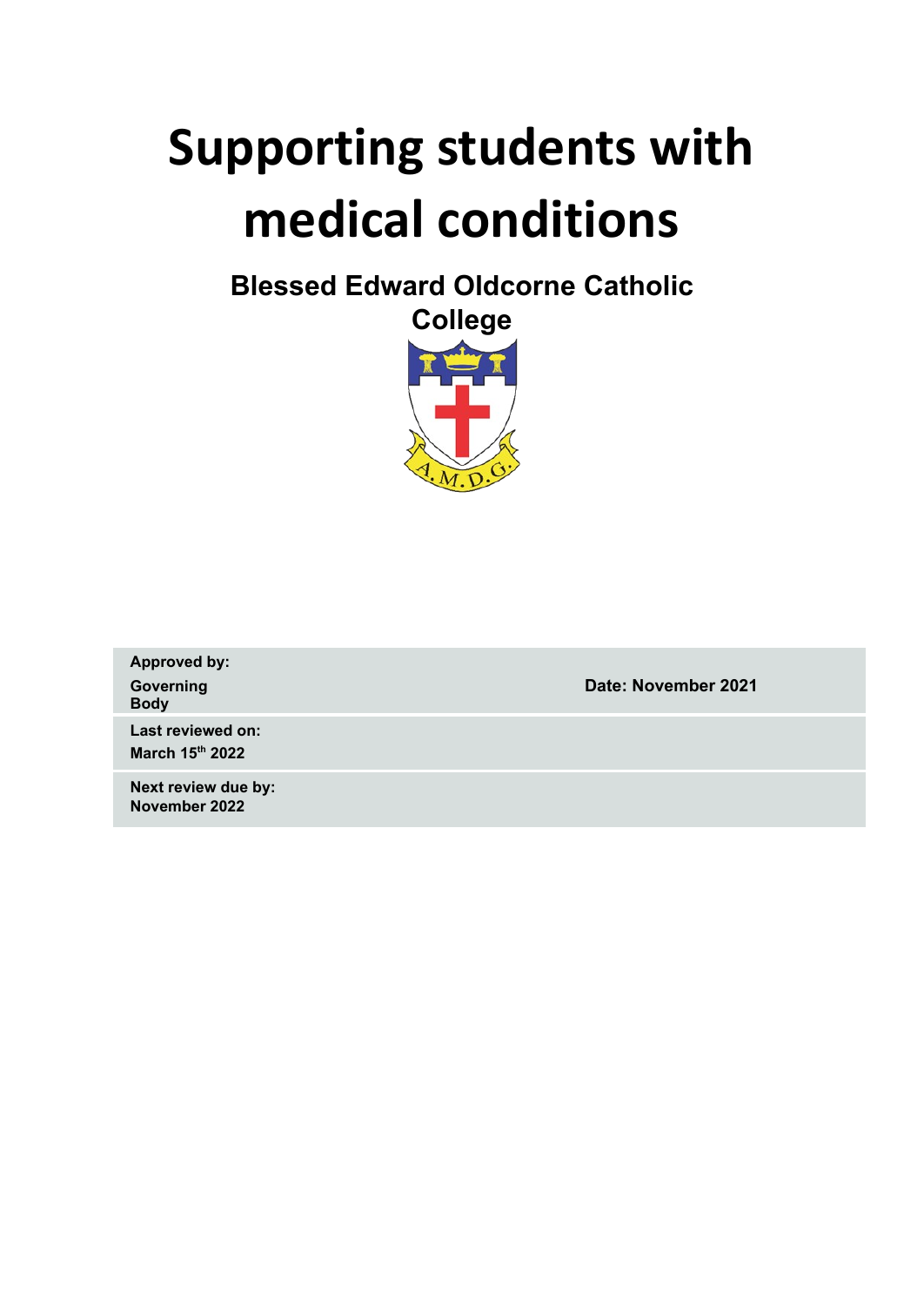# Supporting students with medical conditions

## Blessed Edward Oldcorne Catholic College

| | |
|---|---|
| **Approved by:** **Governing Body** | **Date: November 2021** |
| **Last reviewed on:** **March 15th 2022** | |
| **Next review due by:** **November 2022** | |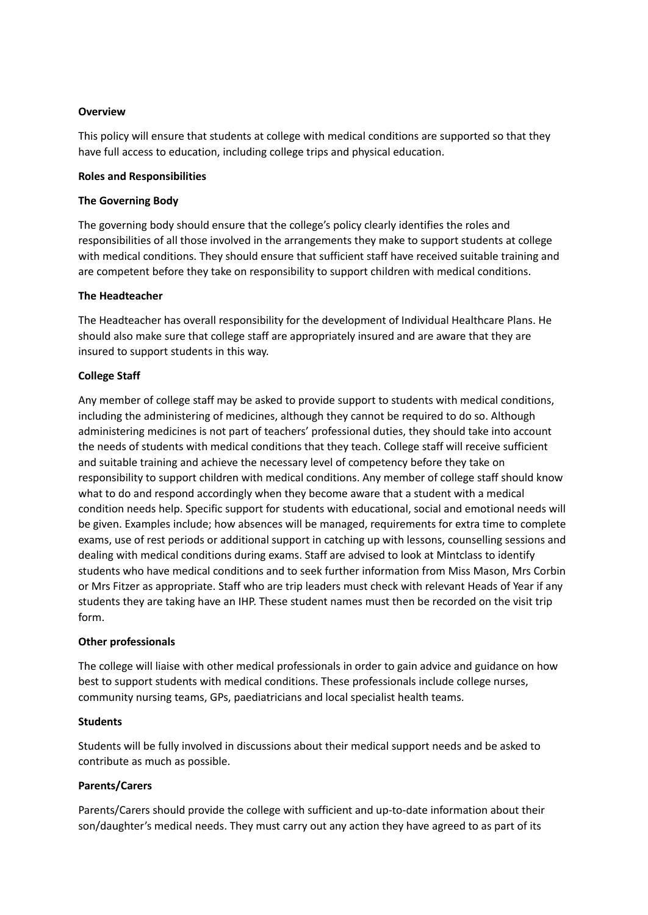**Overview**

This policy will ensure that students at college with medical conditions are supported so that they have full access to education, including college trips and physical education.

**Roles and Responsibilities**

**The Governing Body**

The governing body should ensure that the college's policy clearly identifies the roles and responsibilities of all those involved in the arrangements they make to support students at college with medical conditions. They should ensure that sufficient staff have received suitable training and are competent before they take on responsibility to support children with medical conditions.

**The Headteacher**

The Headteacher has overall responsibility for the development of Individual Healthcare Plans. He should also make sure that college staff are appropriately insured and are aware that they are insured to support students in this way.

**College Staff**

Any member of college staff may be asked to provide support to students with medical conditions, including the administering of medicines, although they cannot be required to do so. Although administering medicines is not part of teachers' professional duties, they should take into account the needs of students with medical conditions that they teach. College staff will receive sufficient and suitable training and achieve the necessary level of competency before they take on responsibility to support children with medical conditions. Any member of college staff should know what to do and respond accordingly when they become aware that a student with a medical condition needs help. Specific support for students with educational, social and emotional needs will be given. Examples include; how absences will be managed, requirements for extra time to complete exams, use of rest periods or additional support in catching up with lessons, counselling sessions and dealing with medical conditions during exams. Staff are advised to look at Mintclass to identify students who have medical conditions and to seek further information from Miss Mason, Mrs Corbin or Mrs Fitzer as appropriate. Staff who are trip leaders must check with relevant Heads of Year if any students they are taking have an IHP. These student names must then be recorded on the visit trip form.

**Other professionals**

The college will liaise with other medical professionals in order to gain advice and guidance on how best to support students with medical conditions. These professionals include college nurses, community nursing teams, GPs, paediatricians and local specialist health teams.

**Students**

Students will be fully involved in discussions about their medical support needs and be asked to contribute as much as possible.

**Parents/Carers**

Parents/Carers should provide the college with sufficient and up-to-date information about their son/daughter's medical needs. They must carry out any action they have agreed to as part of its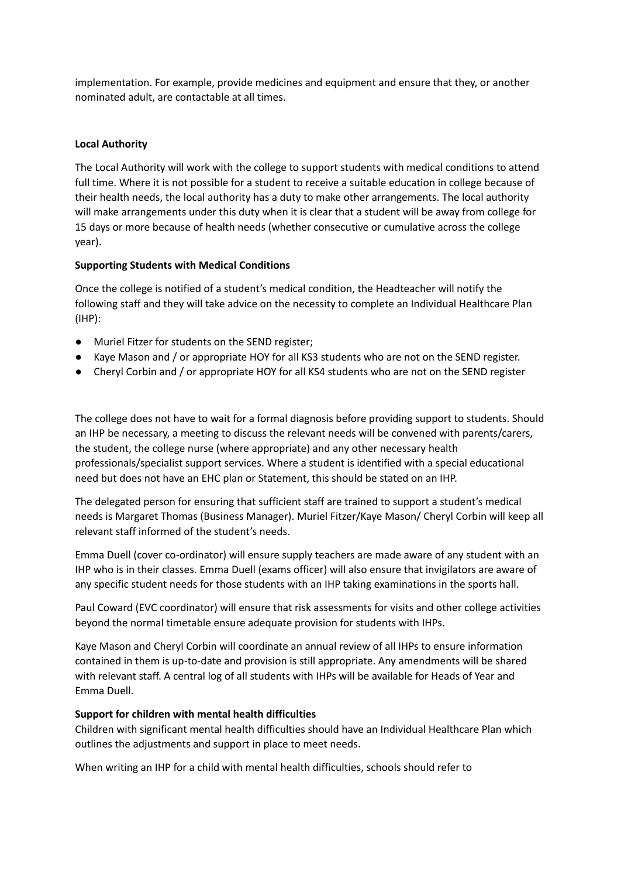implementation. For example, provide medicines and equipment and ensure that they, or another nominated adult, are contactable at all times.

**Local Authority**

The Local Authority will work with the college to support students with medical conditions to attend full time. Where it is not possible for a student to receive a suitable education in college because of their health needs, the local authority has a duty to make other arrangements. The local authority will make arrangements under this duty when it is clear that a student will be away from college for 15 days or more because of health needs (whether consecutive or cumulative across the college year).

**Supporting Students with Medical Conditions**

Once the college is notified of a student's medical condition, the Headteacher will notify the following staff and they will take advice on the necessity to complete an Individual Healthcare Plan (IHP):

- Muriel Fitzer for students on the SEND register;
- Kaye Mason and / or appropriate HOY for all KS3 students who are not on the SEND register.
- Cheryl Corbin and / or appropriate HOY for all KS4 students who are not on the SEND register

The college does not have to wait for a formal diagnosis before providing support to students. Should an IHP be necessary, a meeting to discuss the relevant needs will be convened with parents/carers, the student, the college nurse (where appropriate) and any other necessary health professionals/specialist support services. Where a student is identified with a special educational need but does not have an EHC plan or Statement, this should be stated on an IHP.

The delegated person for ensuring that sufficient staff are trained to support a student's medical needs is Margaret Thomas (Business Manager). Muriel Fitzer/Kaye Mason/ Cheryl Corbin will keep all relevant staff informed of the student's needs.

Emma Duell (cover co-ordinator) will ensure supply teachers are made aware of any student with an IHP who is in their classes. Emma Duell (exams officer) will also ensure that invigilators are aware of any specific student needs for those students with an IHP taking examinations in the sports hall.

Paul Coward (EVC coordinator) will ensure that risk assessments for visits and other college activities beyond the normal timetable ensure adequate provision for students with IHPs.

Kaye Mason and Cheryl Corbin will coordinate an annual review of all IHPs to ensure information contained in them is up-to-date and provision is still appropriate. Any amendments will be shared with relevant staff. A central log of all students with IHPs will be available for Heads of Year and Emma Duell.

**Support for children with mental health difficulties**

Children with significant mental health difficulties should have an Individual Healthcare Plan which outlines the adjustments and support in place to meet needs.

When writing an IHP for a child with mental health difficulties, schools should refer to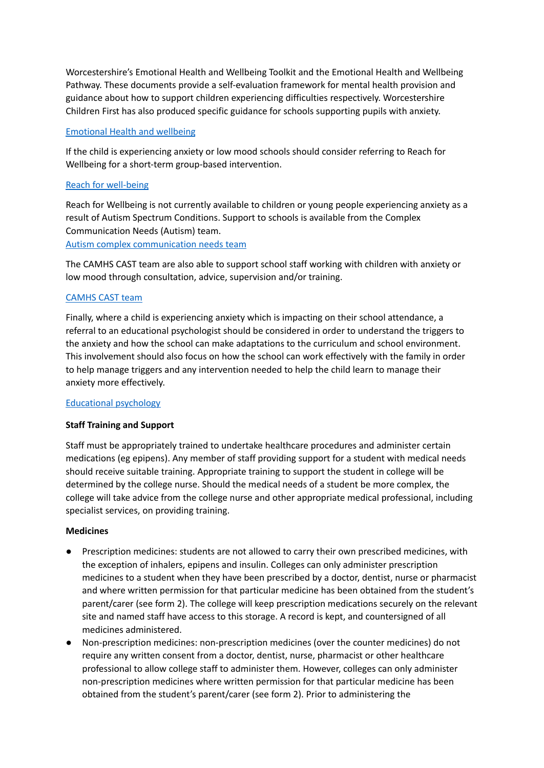Worcestershire's Emotional Health and Wellbeing Toolkit and the Emotional Health and Wellbeing Pathway. These documents provide a self-evaluation framework for mental health provision and guidance about how to support children experiencing difficulties respectively. Worcestershire Children First has also produced specific guidance for schools supporting pupils with anxiety.

Emotional Health and wellbeing

If the child is experiencing anxiety or low mood schools should consider referring to Reach for Wellbeing for a short-term group-based intervention.

Reach for well-being

Reach for Wellbeing is not currently available to children or young people experiencing anxiety as a result of Autism Spectrum Conditions. Support to schools is available from the Complex Communication Needs (Autism) team.
Autism complex communication needs team

The CAMHS CAST team are also able to support school staff working with children with anxiety or low mood through consultation, advice, supervision and/or training.

CAMHS CAST team

Finally, where a child is experiencing anxiety which is impacting on their school attendance, a referral to an educational psychologist should be considered in order to understand the triggers to the anxiety and how the school can make adaptations to the curriculum and school environment. This involvement should also focus on how the school can work effectively with the family in order to help manage triggers and any intervention needed to help the child learn to manage their anxiety more effectively.

Educational psychology

**Staff Training and Support**

Staff must be appropriately trained to undertake healthcare procedures and administer certain medications (eg epipens). Any member of staff providing support for a student with medical needs should receive suitable training. Appropriate training to support the student in college will be determined by the college nurse. Should the medical needs of a student be more complex, the college will take advice from the college nurse and other appropriate medical professional, including specialist services, on providing training.

**Medicines**

- Prescription medicines: students are not allowed to carry their own prescribed medicines, with the exception of inhalers, epipens and insulin. Colleges can only administer prescription medicines to a student when they have been prescribed by a doctor, dentist, nurse or pharmacist and where written permission for that particular medicine has been obtained from the student's parent/carer (see form 2). The college will keep prescription medications securely on the relevant site and named staff have access to this storage. A record is kept, and countersigned of all medicines administered.
- Non-prescription medicines: non-prescription medicines (over the counter medicines) do not require any written consent from a doctor, dentist, nurse, pharmacist or other healthcare professional to allow college staff to administer them. However, colleges can only administer non-prescription medicines where written permission for that particular medicine has been obtained from the student's parent/carer (see form 2). Prior to administering the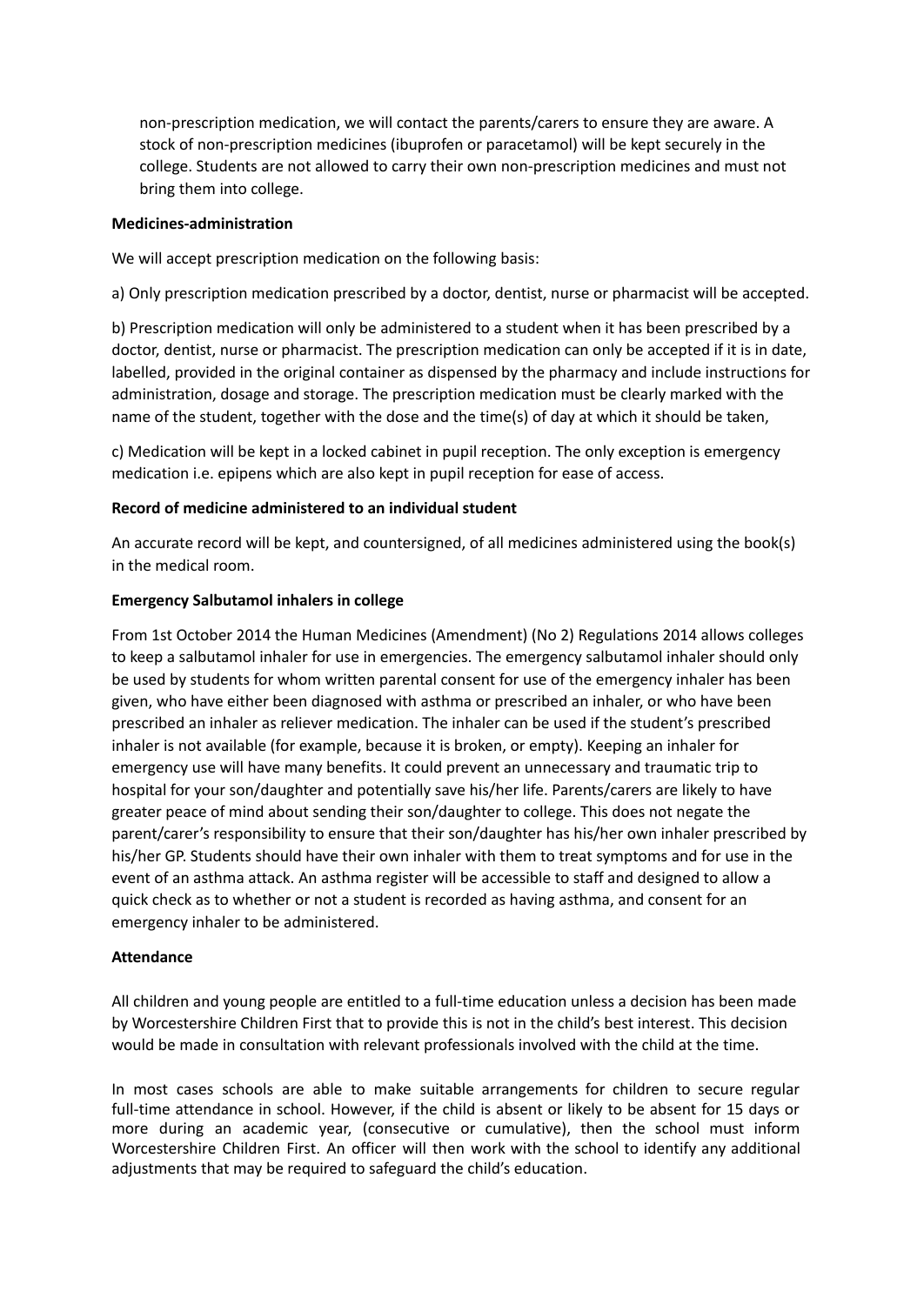non-prescription medication, we will contact the parents/carers to ensure they are aware. A stock of non-prescription medicines (ibuprofen or paracetamol) will be kept securely in the college. Students are not allowed to carry their own non-prescription medicines and must not bring them into college.

**Medicines-administration**

We will accept prescription medication on the following basis:

a) Only prescription medication prescribed by a doctor, dentist, nurse or pharmacist will be accepted.

b) Prescription medication will only be administered to a student when it has been prescribed by a doctor, dentist, nurse or pharmacist. The prescription medication can only be accepted if it is in date, labelled, provided in the original container as dispensed by the pharmacy and include instructions for administration, dosage and storage. The prescription medication must be clearly marked with the name of the student, together with the dose and the time(s) of day at which it should be taken,

c) Medication will be kept in a locked cabinet in pupil reception. The only exception is emergency medication i.e. epipens which are also kept in pupil reception for ease of access.

**Record of medicine administered to an individual student**

An accurate record will be kept, and countersigned, of all medicines administered using the book(s) in the medical room.

**Emergency Salbutamol inhalers in college**

From 1st October 2014 the Human Medicines (Amendment) (No 2) Regulations 2014 allows colleges to keep a salbutamol inhaler for use in emergencies. The emergency salbutamol inhaler should only be used by students for whom written parental consent for use of the emergency inhaler has been given, who have either been diagnosed with asthma or prescribed an inhaler, or who have been prescribed an inhaler as reliever medication. The inhaler can be used if the student's prescribed inhaler is not available (for example, because it is broken, or empty). Keeping an inhaler for emergency use will have many benefits. It could prevent an unnecessary and traumatic trip to hospital for your son/daughter and potentially save his/her life. Parents/carers are likely to have greater peace of mind about sending their son/daughter to college. This does not negate the parent/carer's responsibility to ensure that their son/daughter has his/her own inhaler prescribed by his/her GP. Students should have their own inhaler with them to treat symptoms and for use in the event of an asthma attack. An asthma register will be accessible to staff and designed to allow a quick check as to whether or not a student is recorded as having asthma, and consent for an emergency inhaler to be administered.

**Attendance**

All children and young people are entitled to a full-time education unless a decision has been made by Worcestershire Children First that to provide this is not in the child's best interest. This decision would be made in consultation with relevant professionals involved with the child at the time.

In most cases schools are able to make suitable arrangements for children to secure regular full-time attendance in school. However, if the child is absent or likely to be absent for 15 days or more during an academic year, (consecutive or cumulative), then the school must inform Worcestershire Children First. An officer will then work with the school to identify any additional adjustments that may be required to safeguard the child's education.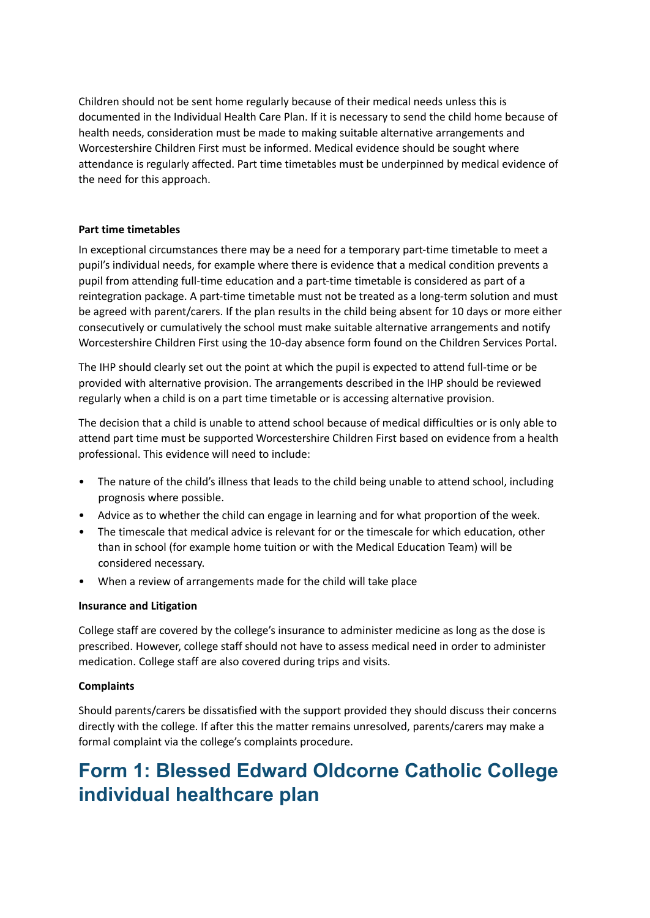Children should not be sent home regularly because of their medical needs unless this is documented in the Individual Health Care Plan. If it is necessary to send the child home because of health needs, consideration must be made to making suitable alternative arrangements and Worcestershire Children First must be informed. Medical evidence should be sought where attendance is regularly affected. Part time timetables must be underpinned by medical evidence of the need for this approach.

**Part time timetables**

In exceptional circumstances there may be a need for a temporary part-time timetable to meet a pupil's individual needs, for example where there is evidence that a medical condition prevents a pupil from attending full-time education and a part-time timetable is considered as part of a reintegration package. A part-time timetable must not be treated as a long-term solution and must be agreed with parent/carers. If the plan results in the child being absent for 10 days or more either consecutively or cumulatively the school must make suitable alternative arrangements and notify Worcestershire Children First using the 10-day absence form found on the Children Services Portal.

The IHP should clearly set out the point at which the pupil is expected to attend full-time or be provided with alternative provision. The arrangements described in the IHP should be reviewed regularly when a child is on a part time timetable or is accessing alternative provision.

The decision that a child is unable to attend school because of medical difficulties or is only able to attend part time must be supported Worcestershire Children First based on evidence from a health professional. This evidence will need to include:

- The nature of the child's illness that leads to the child being unable to attend school, including prognosis where possible.
- Advice as to whether the child can engage in learning and for what proportion of the week.
- The timescale that medical advice is relevant for or the timescale for which education, other than in school (for example home tuition or with the Medical Education Team) will be considered necessary.
- When a review of arrangements made for the child will take place

**Insurance and Litigation**

College staff are covered by the college's insurance to administer medicine as long as the dose is prescribed. However, college staff should not have to assess medical need in order to administer medication. College staff are also covered during trips and visits.

**Complaints**

Should parents/carers be dissatisfied with the support provided they should discuss their concerns directly with the college. If after this the matter remains unresolved, parents/carers may make a formal complaint via the college's complaints procedure.

# Form 1: Blessed Edward Oldcorne Catholic College individual healthcare plan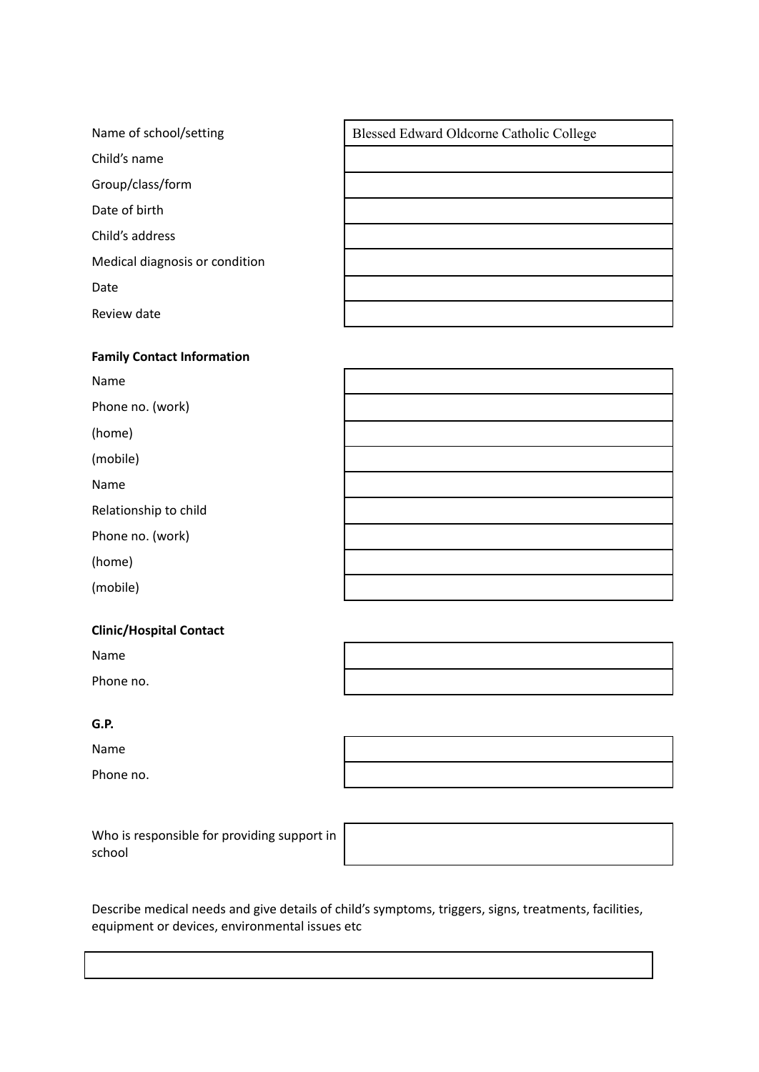| | |
|---|---|
| Name of school/setting | Blessed Edward Oldcorne Catholic College |
| Child's name | |
| Group/class/form | |
| Date of birth | |
| Child's address | |
| Medical diagnosis or condition | |
| Date | |
| Review date | |

**Family Contact Information**

| | |
|---|---|
| Name | |
| Phone no. (work) | |
| (home) | |
| (mobile) | |
| Name | |
| Relationship to child | |
| Phone no. (work) | |
| (home) | |
| (mobile) | |

**Clinic/Hospital Contact**

| | |
|---|---|
| Name | |
| Phone no. | |

**G.P.**

| | |
|---|---|
| Name | |
| Phone no. | |

| | |
|---|---|
| Who is responsible for providing support in school | |

Describe medical needs and give details of child's symptoms, triggers, signs, treatments, facilities, equipment or devices, environmental issues etc

| |
|---|
| |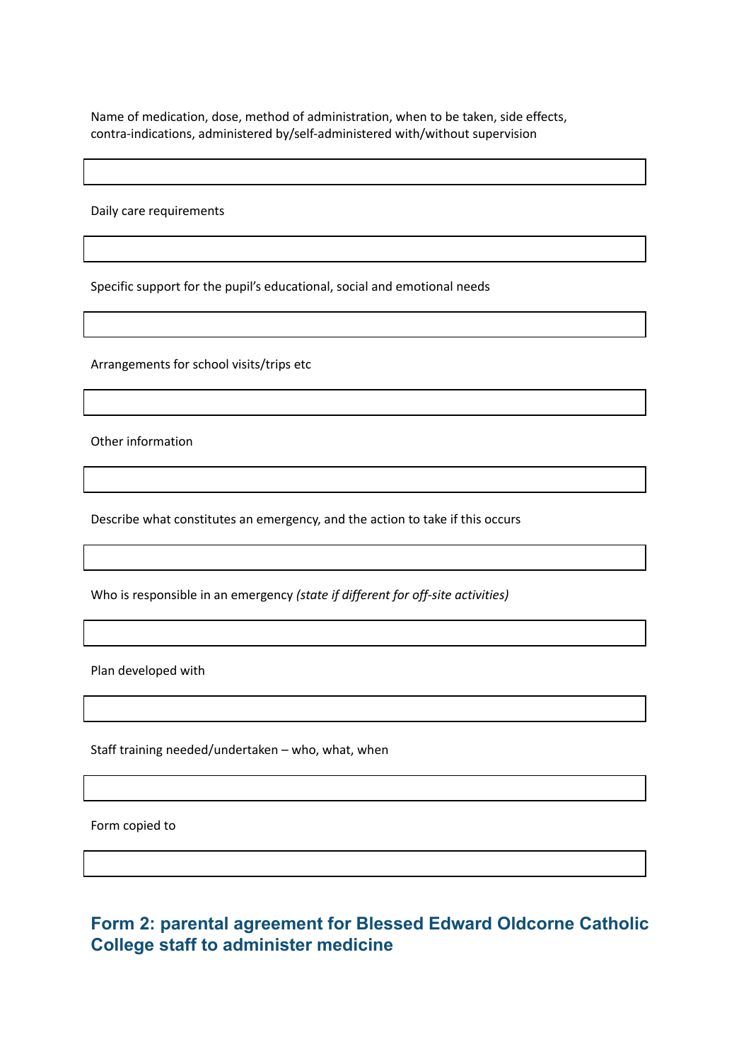Name of medication, dose, method of administration, when to be taken, side effects, contra-indications, administered by/self-administered with/without supervision

| |
|---|
| |

Daily care requirements

| |
|---|
| |

Specific support for the pupil's educational, social and emotional needs

| |
|---|
| |

Arrangements for school visits/trips etc

| |
|---|
| |

Other information

| |
|---|
| |

Describe what constitutes an emergency, and the action to take if this occurs

| |
|---|
| |

Who is responsible in an emergency *(state if different for off-site activities)*

| |
|---|
| |

Plan developed with

| |
|---|
| |

Staff training needed/undertaken – who, what, when

| |
|---|
| |

Form copied to

| |
|---|
| |

## Form 2: parental agreement for Blessed Edward Oldcorne Catholic College staff to administer medicine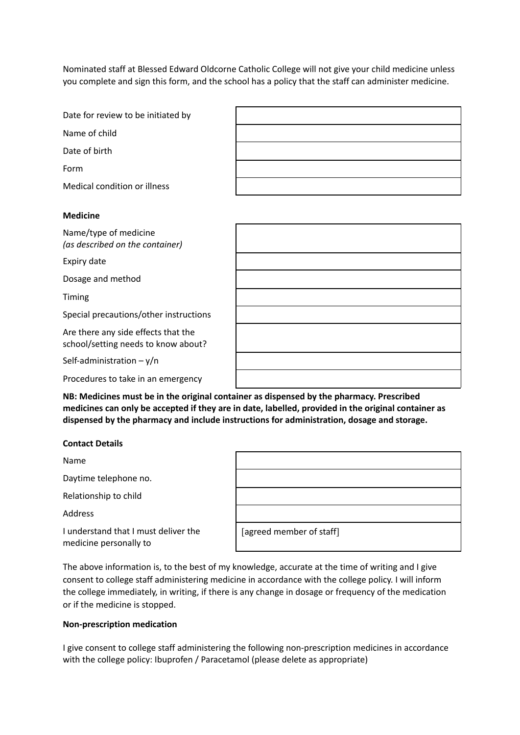Nominated staff at Blessed Edward Oldcorne Catholic College will not give your child medicine unless you complete and sign this form, and the school has a policy that the staff can administer medicine.

| | |
|---|---|
| Date for review to be initiated by | |
| Name of child | |
| Date of birth | |
| Form | |
| Medical condition or illness | |

**Medicine**

| | |
|---|---|
| Name/type of medicine *(as described on the container)* | |
| Expiry date | |
| Dosage and method | |
| Timing | |
| Special precautions/other instructions | |
| Are there any side effects that the school/setting needs to know about? | |
| Self-administration – y/n | |
| Procedures to take in an emergency | |

**NB: Medicines must be in the original container as dispensed by the pharmacy. Prescribed medicines can only be accepted if they are in date, labelled, provided in the original container as dispensed by the pharmacy and include instructions for administration, dosage and storage.**

**Contact Details**

| | |
|---|---|
| Name | |
| Daytime telephone no. | |
| Relationship to child | |
| Address | |
| I understand that I must deliver the medicine personally to | [agreed member of staff] |

The above information is, to the best of my knowledge, accurate at the time of writing and I give consent to college staff administering medicine in accordance with the college policy. I will inform the college immediately, in writing, if there is any change in dosage or frequency of the medication or if the medicine is stopped.

**Non-prescription medication**

I give consent to college staff administering the following non-prescription medicines in accordance with the college policy: Ibuprofen / Paracetamol (please delete as appropriate)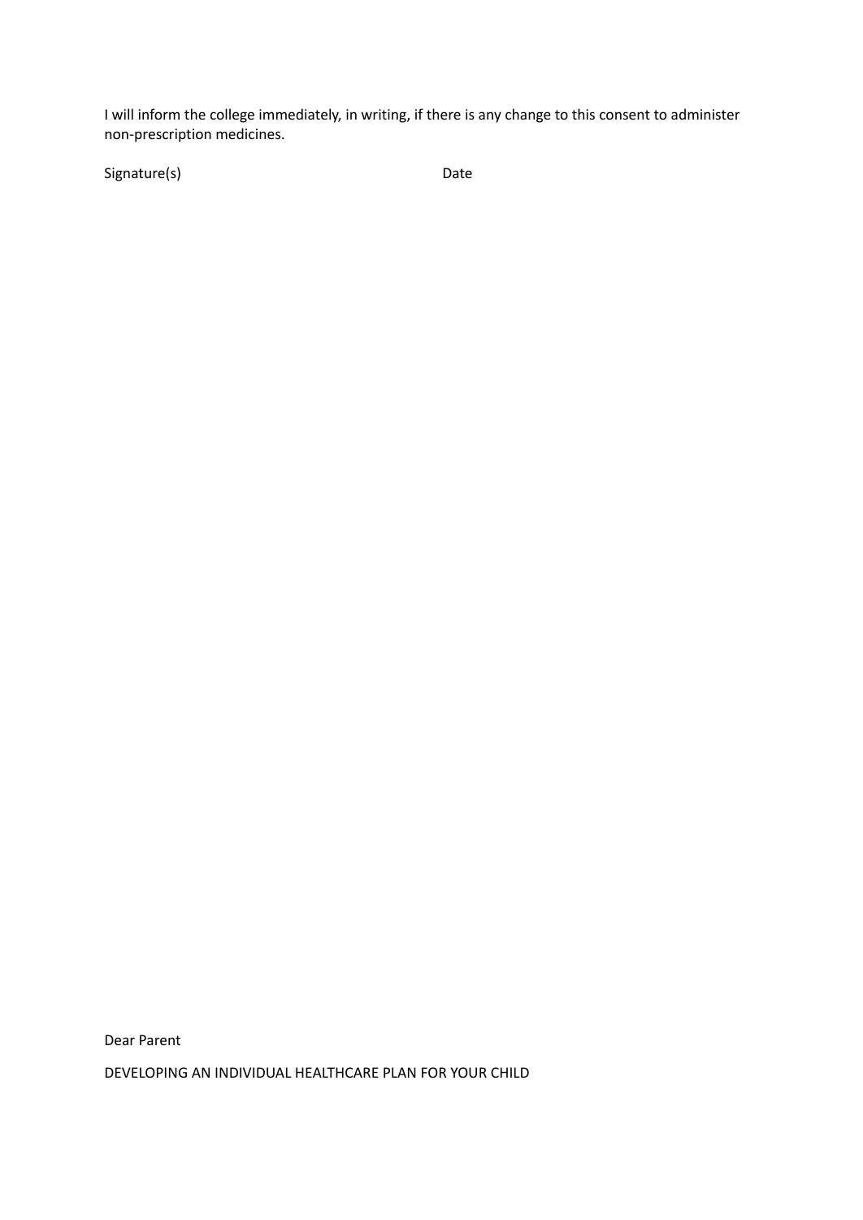I will inform the college immediately, in writing, if there is any change to this consent to administer non-prescription medicines.

Signature(s)                                        Date

Dear Parent

DEVELOPING AN INDIVIDUAL HEALTHCARE PLAN FOR YOUR CHILD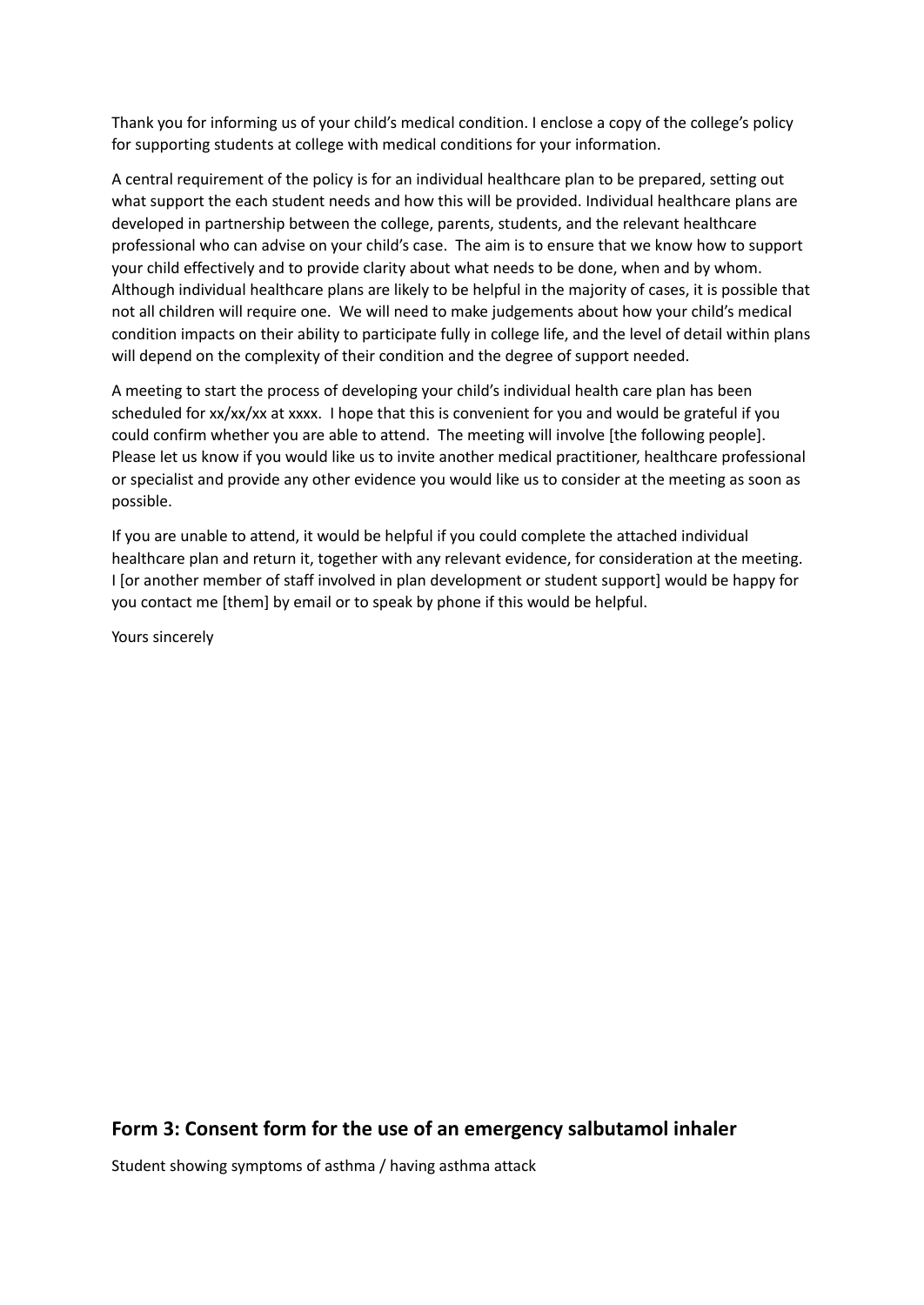Thank you for informing us of your child's medical condition. I enclose a copy of the college's policy for supporting students at college with medical conditions for your information.

A central requirement of the policy is for an individual healthcare plan to be prepared, setting out what support the each student needs and how this will be provided. Individual healthcare plans are developed in partnership between the college, parents, students, and the relevant healthcare professional who can advise on your child's case. The aim is to ensure that we know how to support your child effectively and to provide clarity about what needs to be done, when and by whom. Although individual healthcare plans are likely to be helpful in the majority of cases, it is possible that not all children will require one. We will need to make judgements about how your child's medical condition impacts on their ability to participate fully in college life, and the level of detail within plans will depend on the complexity of their condition and the degree of support needed.

A meeting to start the process of developing your child's individual health care plan has been scheduled for xx/xx/xx at xxxx. I hope that this is convenient for you and would be grateful if you could confirm whether you are able to attend. The meeting will involve [the following people]. Please let us know if you would like us to invite another medical practitioner, healthcare professional or specialist and provide any other evidence you would like us to consider at the meeting as soon as possible.

If you are unable to attend, it would be helpful if you could complete the attached individual healthcare plan and return it, together with any relevant evidence, for consideration at the meeting. I [or another member of staff involved in plan development or student support] would be happy for you contact me [them] by email or to speak by phone if this would be helpful.

Yours sincerely

## Form 3: Consent form for the use of an emergency salbutamol inhaler

Student showing symptoms of asthma / having asthma attack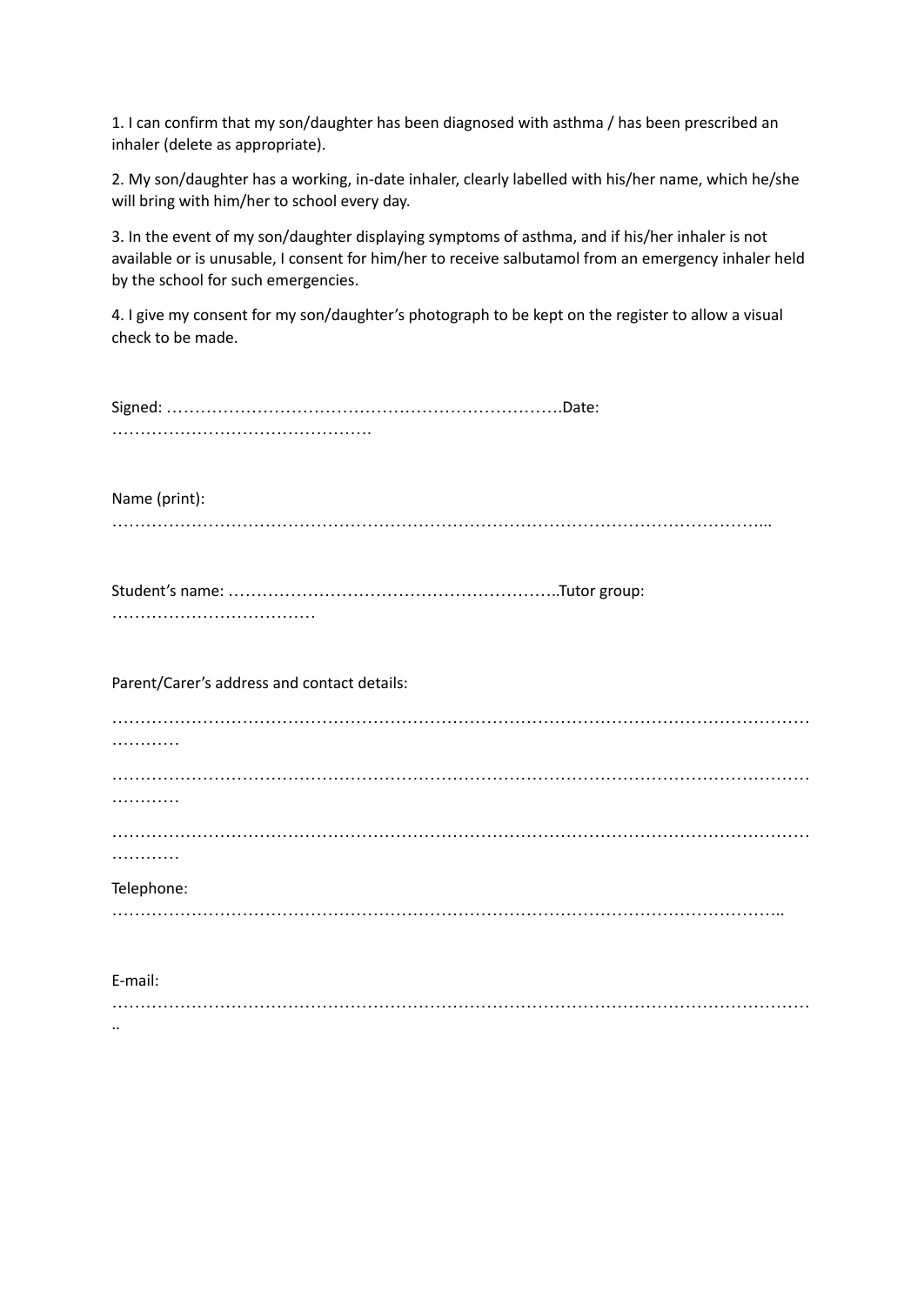1. I can confirm that my son/daughter has been diagnosed with asthma / has been prescribed an inhaler (delete as appropriate).

2. My son/daughter has a working, in-date inhaler, clearly labelled with his/her name, which he/she will bring with him/her to school every day.

3. In the event of my son/daughter displaying symptoms of asthma, and if his/her inhaler is not available or is unusable, I consent for him/her to receive salbutamol from an emergency inhaler held by the school for such emergencies.

4. I give my consent for my son/daughter's photograph to be kept on the register to allow a visual check to be made.

Signed: …………………………………………………………….Date: ……………………………………….

Name (print): ……………………………………………………………………………………………………...

Student's name: …………………………………………………..Tutor group: ………………………………

Parent/Carer's address and contact details:

………………………………………………………………………………………………………………………

………………………………………………………………………………………………………………………

………………………………………………………………………………………………………………………

Telephone: ……………………………………………………………………………………………………..

E-mail: ………………………………………………………………………………………………………………..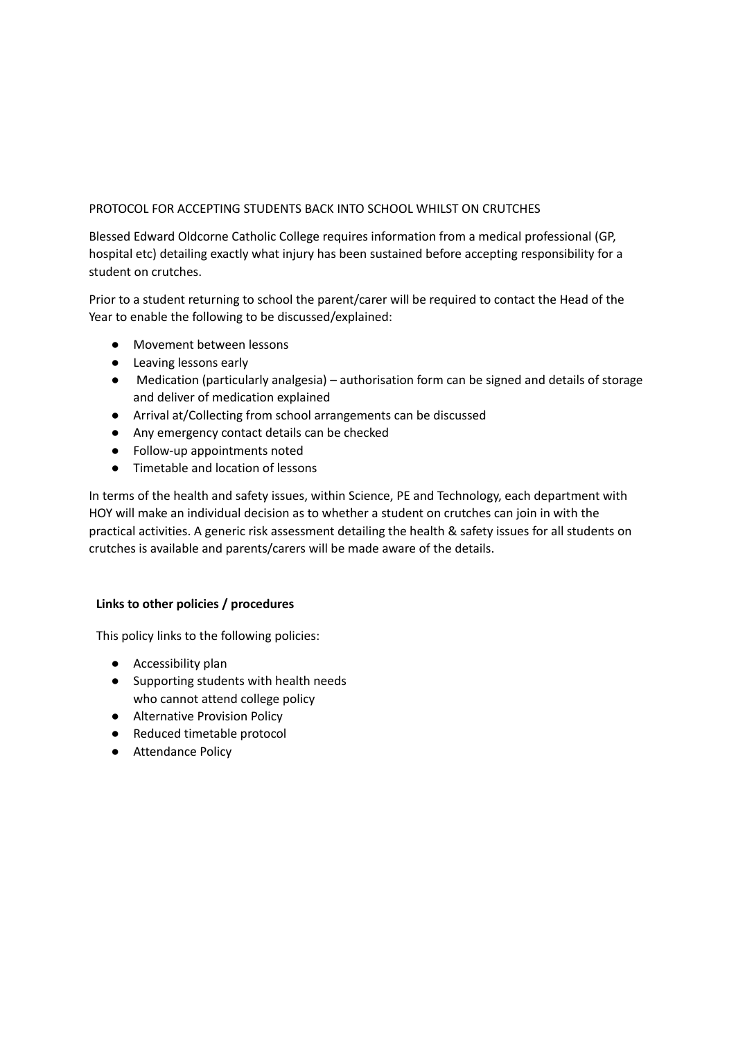PROTOCOL FOR ACCEPTING STUDENTS BACK INTO SCHOOL WHILST ON CRUTCHES

Blessed Edward Oldcorne Catholic College requires information from a medical professional (GP, hospital etc) detailing exactly what injury has been sustained before accepting responsibility for a student on crutches.

Prior to a student returning to school the parent/carer will be required to contact the Head of the Year to enable the following to be discussed/explained:

- Movement between lessons
- Leaving lessons early
- Medication (particularly analgesia) – authorisation form can be signed and details of storage and deliver of medication explained
- Arrival at/Collecting from school arrangements can be discussed
- Any emergency contact details can be checked
- Follow-up appointments noted
- Timetable and location of lessons

In terms of the health and safety issues, within Science, PE and Technology, each department with HOY will make an individual decision as to whether a student on crutches can join in with the practical activities. A generic risk assessment detailing the health & safety issues for all students on crutches is available and parents/carers will be made aware of the details.

**Links to other policies / procedures**

This policy links to the following policies:

- Accessibility plan
- Supporting students with health needs who cannot attend college policy
- Alternative Provision Policy
- Reduced timetable protocol
- Attendance Policy